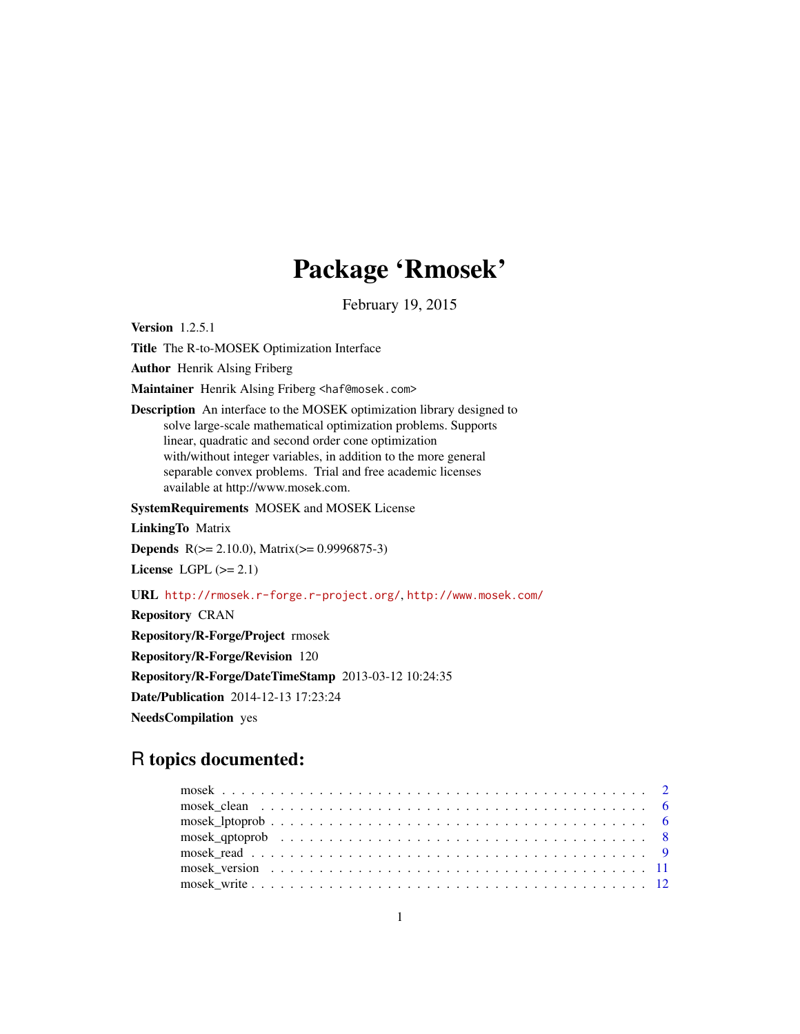# Package 'Rmosek'

February 19, 2015

**Version** 1.2.5.1

**Title** The R-to-MOSEK Optimization Interface

**Author** Henrik Alsing Friberg

**Maintainer** Henrik Alsing Friberg <haf@mosek.com>

**Description** An interface to the MOSEK optimization library designed to solve large-scale mathematical optimization problems. Supports linear, quadratic and second order cone optimization with/without integer variables, in addition to the more general separable convex problems. Trial and free academic licenses available at http://www.mosek.com.

**SystemRequirements** MOSEK and MOSEK License

**LinkingTo** Matrix

**Depends** R(>= 2.10.0), Matrix(>= 0.9996875-3)

**License** LGPL (>= 2.1)

**URL** http://rmosek.r-forge.r-project.org/, http://www.mosek.com/

**Repository** CRAN

**Repository/R-Forge/Project** rmosek

**Repository/R-Forge/Revision** 120

**Repository/R-Forge/DateTimeStamp** 2013-03-12 10:24:35

**Date/Publication** 2014-12-13 17:23:24

**NeedsCompilation** yes

## R topics documented:

- mosek . . . . . . . . . . 2
- mosek_clean . . . . . . . . . . 6
- mosek_lptoprob . . . . . . . . . . 6
- mosek_qptoprob . . . . . . . . . . 8
- mosek_read . . . . . . . . . . 9
- mosek_version . . . . . . . . . . 11
- mosek_write . . . . . . . . . . 12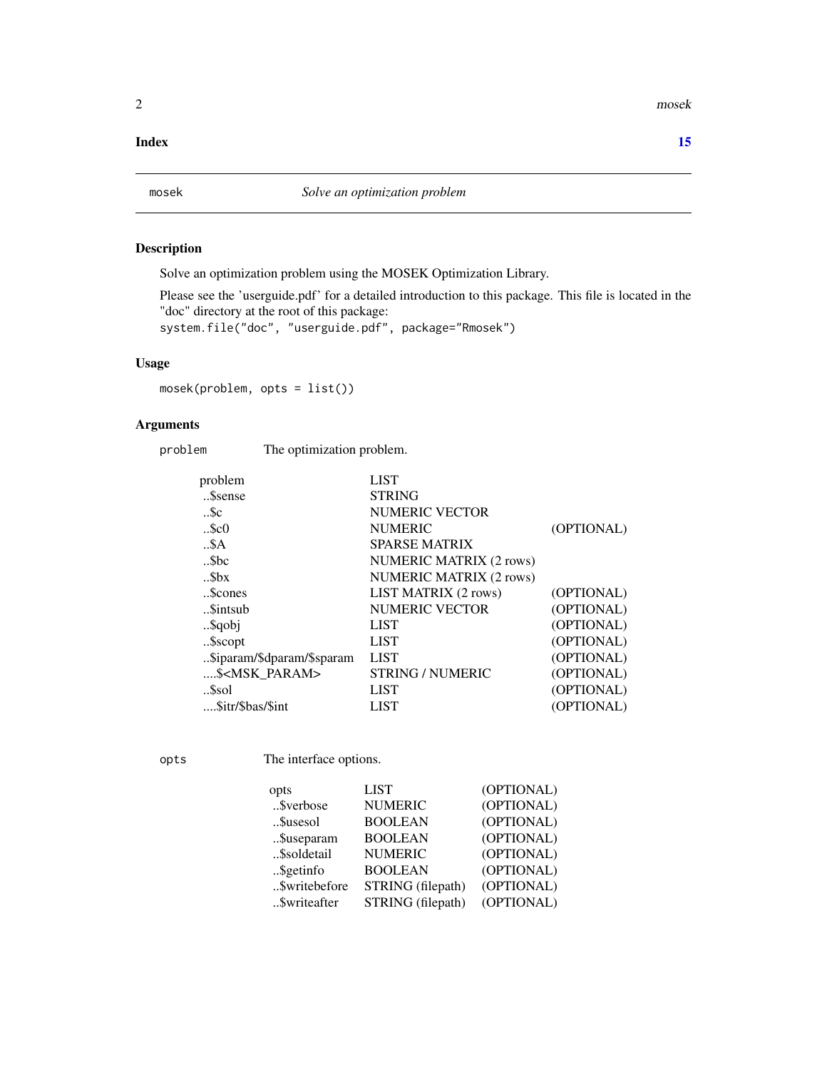**Index** **15**

---

`mosek` *Solve an optimization problem*

---

### Description

Solve an optimization problem using the MOSEK Optimization Library.

Please see the 'userguide.pdf' for a detailed introduction to this package. This file is located in the "doc" directory at the root of this package:
`system.file("doc", "userguide.pdf", package="Rmosek")`

### Usage

```
mosek(problem, opts = list())
```

### Arguments

`problem` The optimization problem.

| | | |
|---|---|---|
| problem | LIST | |
| ..$sense | STRING | |
| ..$c | NUMERIC VECTOR | |
| ..$c0 | NUMERIC | (OPTIONAL) |
| ..$A | SPARSE MATRIX | |
| ..$bc | NUMERIC MATRIX (2 rows) | |
| ..$bx | NUMERIC MATRIX (2 rows) | |
| ..$cones | LIST MATRIX (2 rows) | (OPTIONAL) |
| ..$intsub | NUMERIC VECTOR | (OPTIONAL) |
| ..$qobj | LIST | (OPTIONAL) |
| ..$scopt | LIST | (OPTIONAL) |
| ..$iparam/$dparam/$sparam | LIST | (OPTIONAL) |
| ....$<MSK_PARAM> | STRING / NUMERIC | (OPTIONAL) |
| ..$sol | LIST | (OPTIONAL) |
| ....$itr/$bas/$int | LIST | (OPTIONAL) |

`opts` The interface options.

| | | |
|---|---|---|
| opts | LIST | (OPTIONAL) |
| ..$verbose | NUMERIC | (OPTIONAL) |
| ..$usesol | BOOLEAN | (OPTIONAL) |
| ..$useparam | BOOLEAN | (OPTIONAL) |
| ..$soldetail | NUMERIC | (OPTIONAL) |
| ..$getinfo | BOOLEAN | (OPTIONAL) |
| ..$writebefore | STRING (filepath) | (OPTIONAL) |
| ..$writeafter | STRING (filepath) | (OPTIONAL) |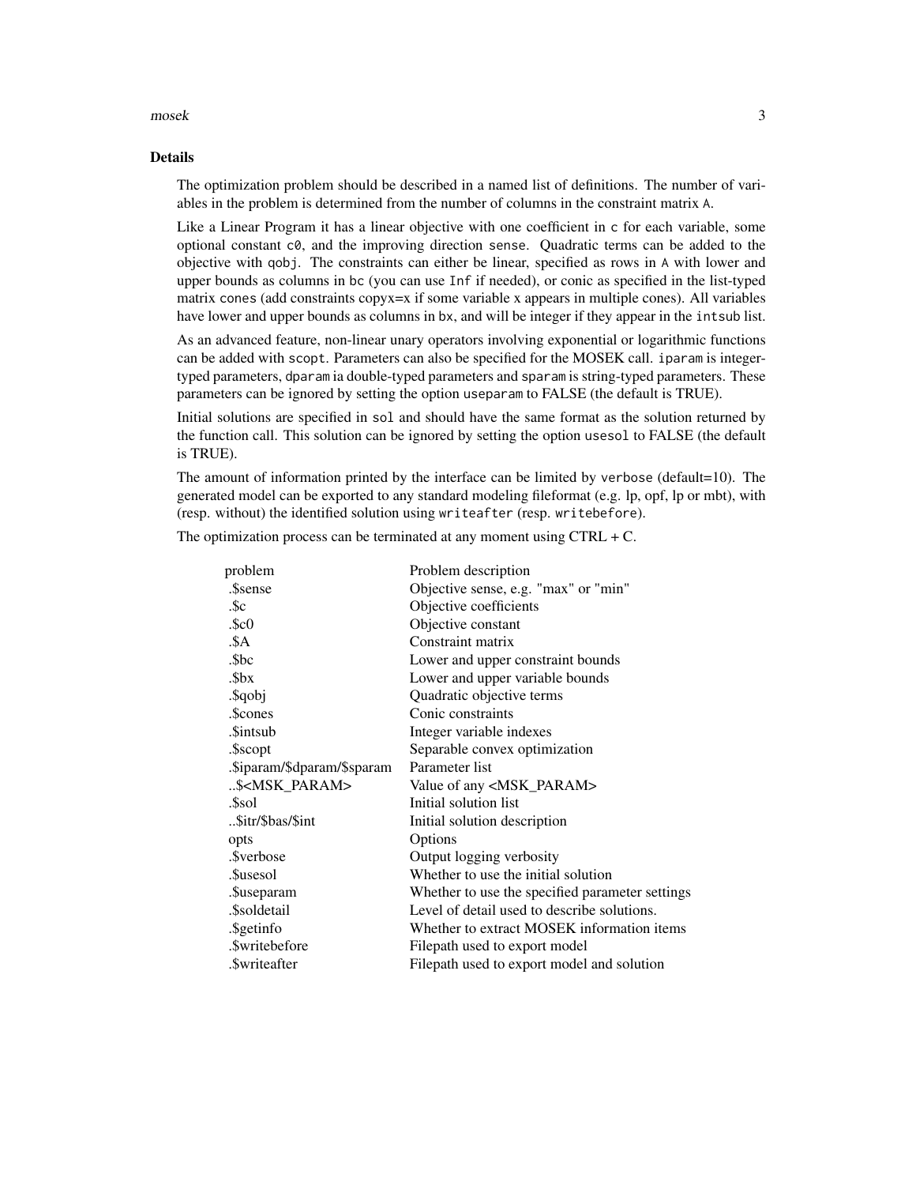### Details

The optimization problem should be described in a named list of definitions. The number of variables in the problem is determined from the number of columns in the constraint matrix `A`.

Like a Linear Program it has a linear objective with one coefficient in `c` for each variable, some optional constant `c0`, and the improving direction `sense`. Quadratic terms can be added to the objective with `qobj`. The constraints can either be linear, specified as rows in `A` with lower and upper bounds as columns in `bc` (you can use `Inf` if needed), or conic as specified in the list-typed matrix `cones` (add constraints copyx=x if some variable x appears in multiple cones). All variables have lower and upper bounds as columns in `bx`, and will be integer if they appear in the `intsub` list.

As an advanced feature, non-linear unary operators involving exponential or logarithmic functions can be added with `scopt`. Parameters can also be specified for the MOSEK call. `iparam` is integer-typed parameters, `dparam` ia double-typed parameters and `sparam` is string-typed parameters. These parameters can be ignored by setting the option `useparam` to FALSE (the default is TRUE).

Initial solutions are specified in `sol` and should have the same format as the solution returned by the function call. This solution can be ignored by setting the option `usesol` to FALSE (the default is TRUE).

The amount of information printed by the interface can be limited by `verbose` (default=10). The generated model can be exported to any standard modeling fileformat (e.g. lp, opf, lp or mbt), with (resp. without) the identified solution using `writeafter` (resp. `writebefore`).

The optimization process can be terminated at any moment using CTRL + C.

| | |
|---|---|
| problem | Problem description |
| .$sense | Objective sense, e.g. "max" or "min" |
| .$c | Objective coefficients |
| .$c0 | Objective constant |
| .$A | Constraint matrix |
| .$bc | Lower and upper constraint bounds |
| .$bx | Lower and upper variable bounds |
| .$qobj | Quadratic objective terms |
| .$cones | Conic constraints |
| .$intsub | Integer variable indexes |
| .$scopt | Separable convex optimization |
| .$iparam/$dparam/$sparam | Parameter list |
| ..$<MSK_PARAM> | Value of any <MSK_PARAM> |
| .$sol | Initial solution list |
| ..$itr/$bas/$int | Initial solution description |
| opts | Options |
| .$verbose | Output logging verbosity |
| .$usesol | Whether to use the initial solution |
| .$useparam | Whether to use the specified parameter settings |
| .$soldetail | Level of detail used to describe solutions. |
| .$getinfo | Whether to extract MOSEK information items |
| .$writebefore | Filepath used to export model |
| .$writeafter | Filepath used to export model and solution |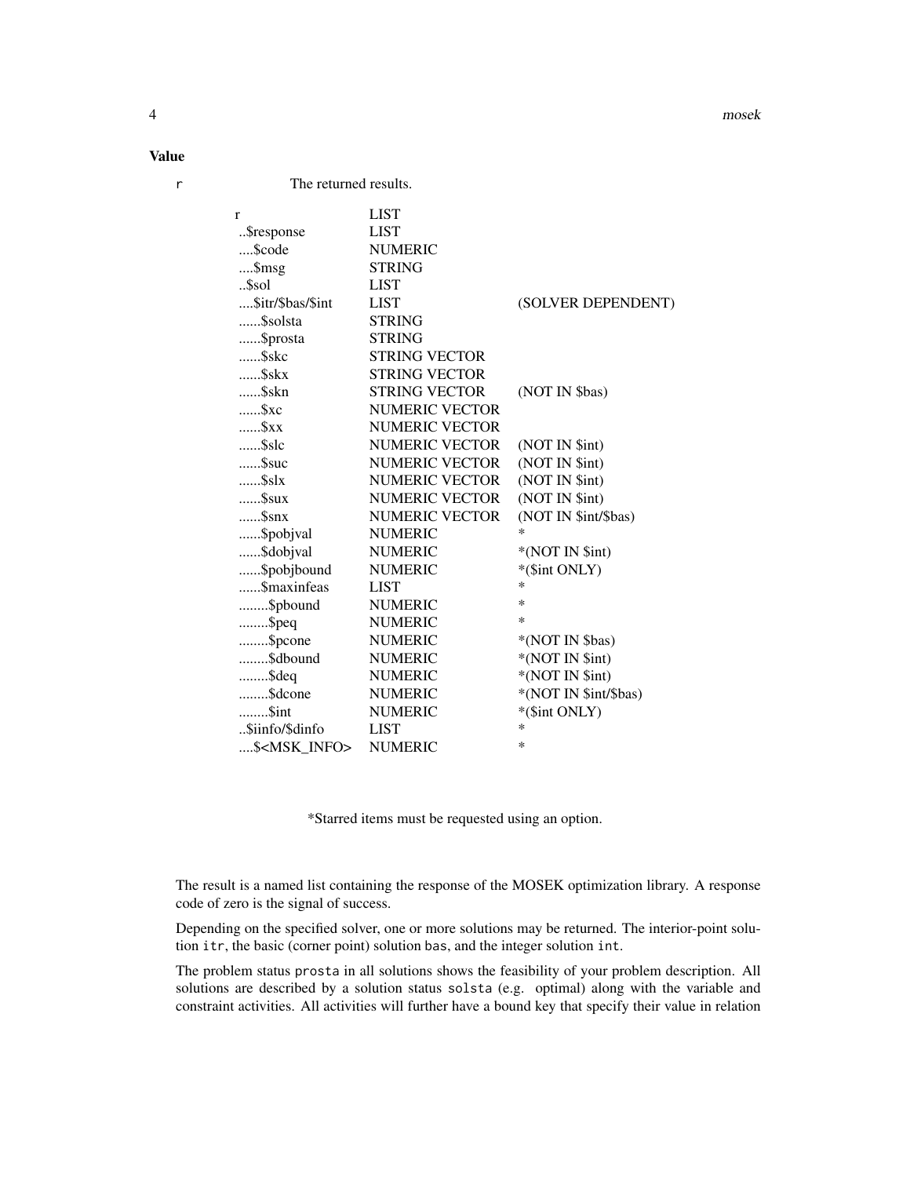## Value

`r` The returned results.

| | | |
|---|---|---|
| r | LIST | |
| ..$response | LIST | |
| ....$code | NUMERIC | |
| ....$msg | STRING | |
| ..$sol | LIST | |
| ....$itr/$bas/$int | LIST | (SOLVER DEPENDENT) |
| ......$solsta | STRING | |
| ......$prosta | STRING | |
| ......$skc | STRING VECTOR | |
| ......$skx | STRING VECTOR | |
| ......$skn | STRING VECTOR | (NOT IN $bas) |
| ......$xc | NUMERIC VECTOR | |
| ......$xx | NUMERIC VECTOR | |
| ......$slc | NUMERIC VECTOR | (NOT IN $int) |
| ......$suc | NUMERIC VECTOR | (NOT IN $int) |
| ......$slx | NUMERIC VECTOR | (NOT IN $int) |
| ......$sux | NUMERIC VECTOR | (NOT IN $int) |
| ......$snx | NUMERIC VECTOR | (NOT IN $int/$bas) |
| ......$pobjval | NUMERIC | * |
| ......$dobjval | NUMERIC | *(NOT IN $int) |
| ......$pobjbound | NUMERIC | *($int ONLY) |
| ......$maxinfeas | LIST | * |
| ........$pbound | NUMERIC | * |
| ........$peq | NUMERIC | * |
| ........$pcone | NUMERIC | *(NOT IN $bas) |
| ........$dbound | NUMERIC | *(NOT IN $int) |
| ........$deq | NUMERIC | *(NOT IN $int) |
| ........$dcone | NUMERIC | *(NOT IN $int/$bas) |
| ........$int | NUMERIC | *($int ONLY) |
| ..$iinfo/$dinfo | LIST | * |
| ....$<MSK_INFO> | NUMERIC | * |

*Starred items must be requested using an option.

The result is a named list containing the response of the MOSEK optimization library. A response code of zero is the signal of success.

Depending on the specified solver, one or more solutions may be returned. The interior-point solution `itr`, the basic (corner point) solution `bas`, and the integer solution `int`.

The problem status `prosta` in all solutions shows the feasibility of your problem description. All solutions are described by a solution status `solsta` (e.g. optimal) along with the variable and constraint activities. All activities will further have a bound key that specify their value in relation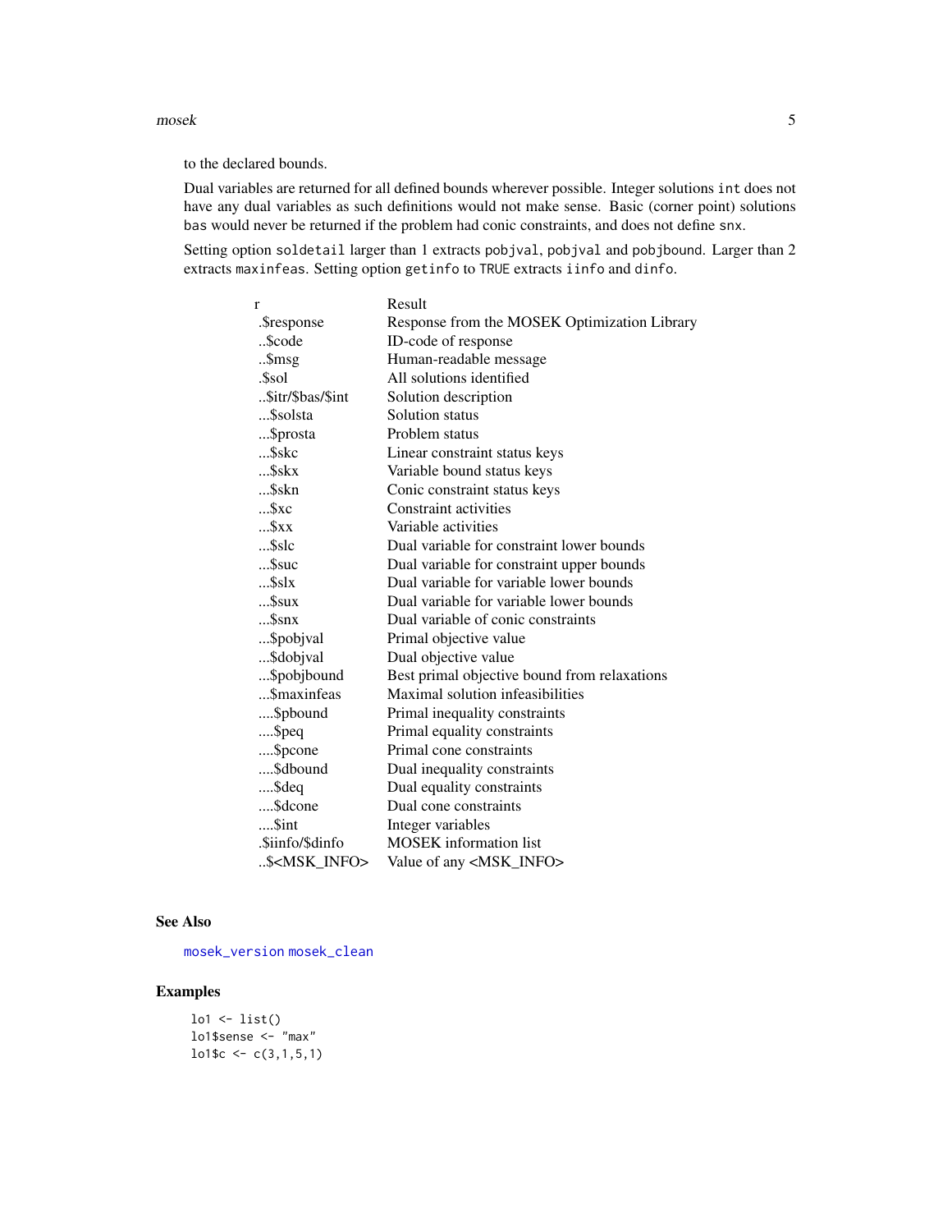to the declared bounds.

Dual variables are returned for all defined bounds wherever possible. Integer solutions `int` does not have any dual variables as such definitions would not make sense. Basic (corner point) solutions `bas` would never be returned if the problem had conic constraints, and does not define `snx`.

Setting option `soldetail` larger than 1 extracts `pobjval`, `pobjval` and `pobjbound`. Larger than 2 extracts `maxinfeas`. Setting option `getinfo` to `TRUE` extracts `iinfo` and `dinfo`.

| r | Result |
|---|---|
| .$response | Response from the MOSEK Optimization Library |
| ..$code | ID-code of response |
| ..$msg | Human-readable message |
| .$sol | All solutions identified |
| ..$itr/$bas/$int | Solution description |
| ...$solsta | Solution status |
| ...$prosta | Problem status |
| ...$skc | Linear constraint status keys |
| ...$skx | Variable bound status keys |
| ...$skn | Conic constraint status keys |
| ...$xc | Constraint activities |
| ...$xx | Variable activities |
| ...$slc | Dual variable for constraint lower bounds |
| ...$suc | Dual variable for constraint upper bounds |
| ...$slx | Dual variable for variable lower bounds |
| ...$sux | Dual variable for variable lower bounds |
| ...$snx | Dual variable of conic constraints |
| ...$pobjval | Primal objective value |
| ...$dobjval | Dual objective value |
| ...$pobjbound | Best primal objective bound from relaxations |
| ...$maxinfeas | Maximal solution infeasibilities |
| ....$pbound | Primal inequality constraints |
| ....$peq | Primal equality constraints |
| ....$pcone | Primal cone constraints |
| ....$dbound | Dual inequality constraints |
| ....$deq | Dual equality constraints |
| ....$dcone | Dual cone constraints |
| ....$int | Integer variables |
| .$iinfo/$dinfo | MOSEK information list |
| ..$<MSK_INFO> | Value of any <MSK_INFO> |

## See Also

mosek_version mosek_clean

## Examples

```
lo1 <- list()
lo1$sense <- "max"
lo1$c <- c(3,1,5,1)
```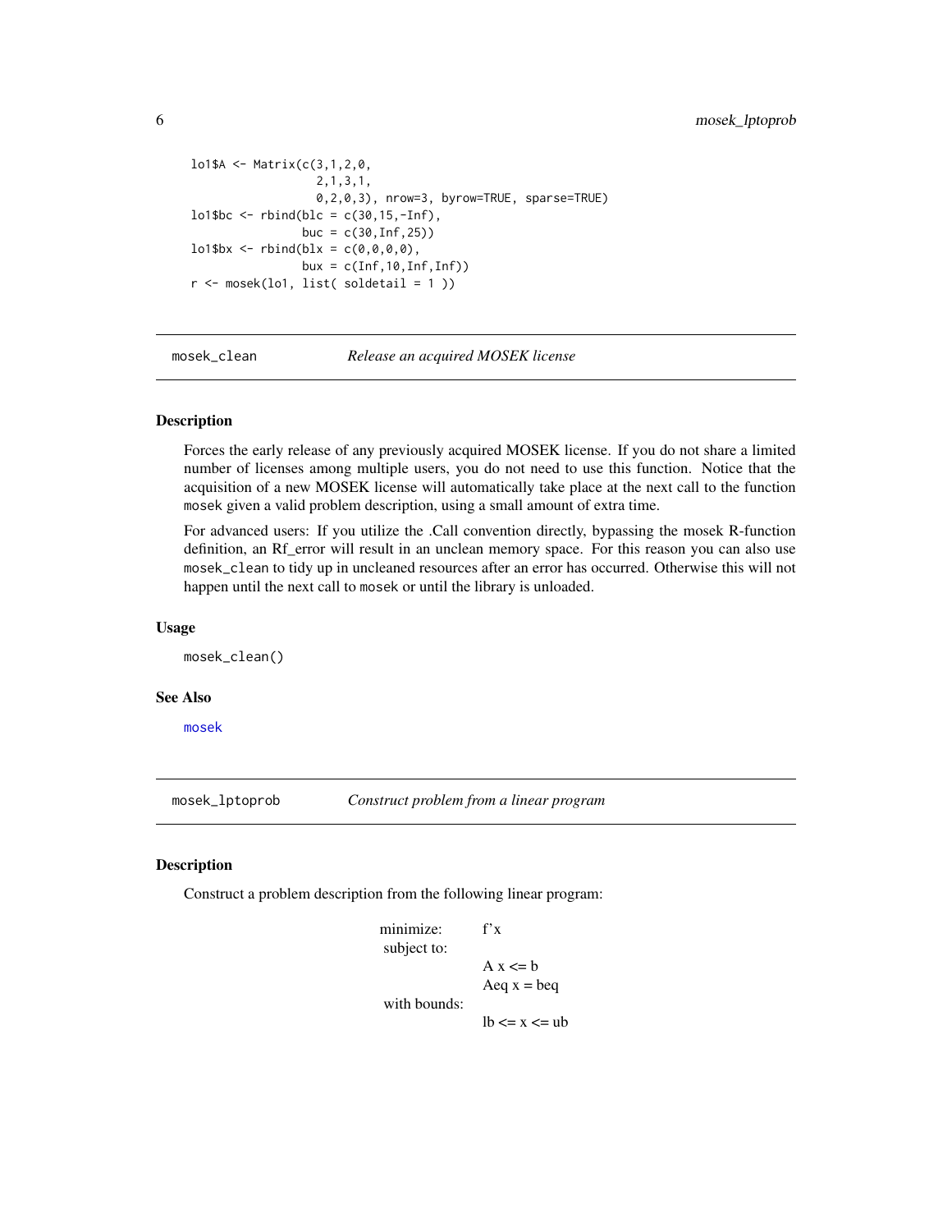```
lo1$A <- Matrix(c(3,1,2,0,
                  2,1,3,1,
                  0,2,0,3), nrow=3, byrow=TRUE, sparse=TRUE)
lo1$bc <- rbind(blc = c(30,15,-Inf),
                buc = c(30,Inf,25))
lo1$bx <- rbind(blx = c(0,0,0,0),
                bux = c(Inf,10,Inf,Inf))
r <- mosek(lo1, list( soldetail = 1 ))
```

## mosek_clean — *Release an acquired MOSEK license*

### Description

Forces the early release of any previously acquired MOSEK license. If you do not share a limited number of licenses among multiple users, you do not need to use this function. Notice that the acquisition of a new MOSEK license will automatically take place at the next call to the function `mosek` given a valid problem description, using a small amount of extra time.

For advanced users: If you utilize the .Call convention directly, bypassing the mosek R-function definition, an Rf_error will result in an unclean memory space. For this reason you can also use `mosek_clean` to tidy up in uncleaned resources after an error has occurred. Otherwise this will not happen until the next call to `mosek` or until the library is unloaded.

### Usage

```
mosek_clean()
```

### See Also

`mosek`

## mosek_lptoprob — *Construct problem from a linear program*

### Description

Construct a problem description from the following linear program:

| | |
|---|---|
| minimize: | f'x |
| subject to: | |
| | A x <= b |
| | Aeq x = beq |
| with bounds: | |
| | lb <= x <= ub |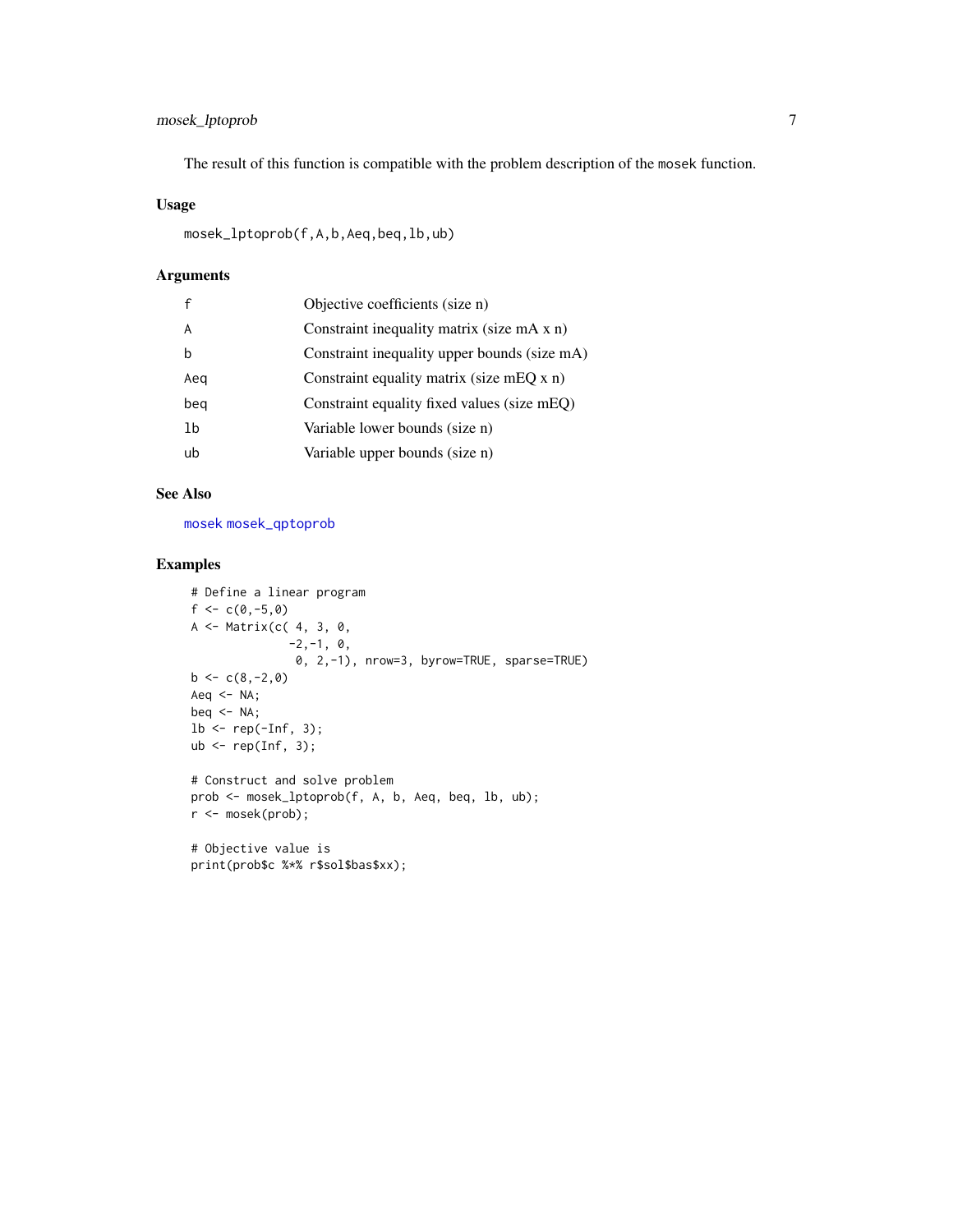The result of this function is compatible with the problem description of the mosek function.

### Usage

```
mosek_lptoprob(f,A,b,Aeq,beq,lb,ub)
```

### Arguments

| | |
|---|---|
| f | Objective coefficients (size n) |
| A | Constraint inequality matrix (size mA x n) |
| b | Constraint inequality upper bounds (size mA) |
| Aeq | Constraint equality matrix (size mEQ x n) |
| beq | Constraint equality fixed values (size mEQ) |
| lb | Variable lower bounds (size n) |
| ub | Variable upper bounds (size n) |

### See Also

mosek mosek_qptoprob

### Examples

```
# Define a linear program
f <- c(0,-5,0)
A <- Matrix(c( 4, 3, 0,
              -2,-1, 0,
               0, 2,-1), nrow=3, byrow=TRUE, sparse=TRUE)
b <- c(8,-2,0)
Aeq <- NA;
beq <- NA;
lb <- rep(-Inf, 3);
ub <- rep(Inf, 3);

# Construct and solve problem
prob <- mosek_lptoprob(f, A, b, Aeq, beq, lb, ub);
r <- mosek(prob);

# Objective value is
print(prob$c %*% r$sol$bas$xx);
```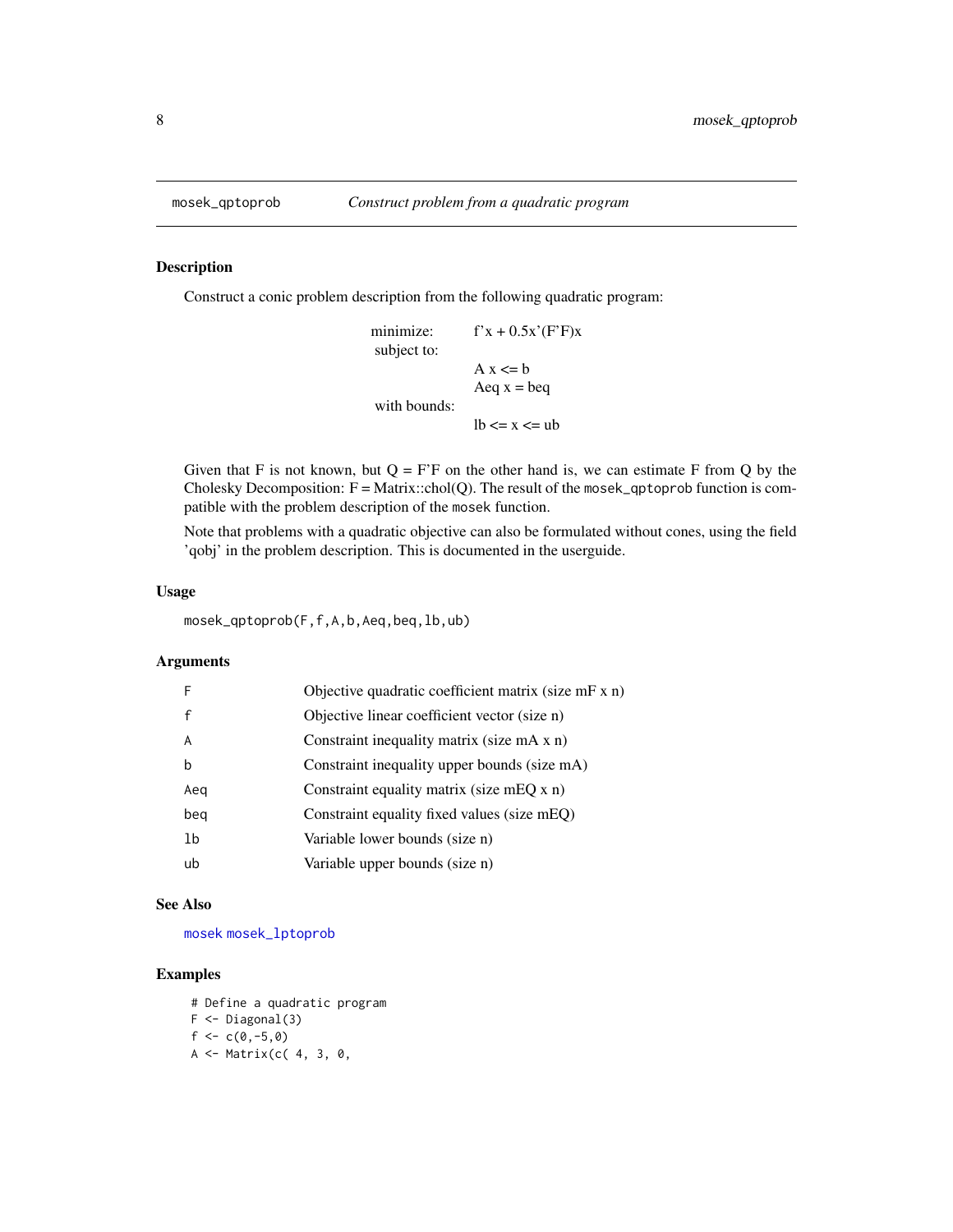## mosek_qptoprob — *Construct problem from a quadratic program*

### Description

Construct a conic problem description from the following quadratic program:

| | |
|---|---|
| minimize: | f'x + 0.5x'(F'F)x |
| subject to: | |
| | A x <= b |
| | Aeq x = beq |
| with bounds: | |
| | lb <= x <= ub |

Given that F is not known, but Q = F'F on the other hand is, we can estimate F from Q by the Cholesky Decomposition: F = Matrix::chol(Q). The result of the `mosek_qptoprob` function is compatible with the problem description of the `mosek` function.

Note that problems with a quadratic objective can also be formulated without cones, using the field 'qobj' in the problem description. This is documented in the userguide.

### Usage

```
mosek_qptoprob(F,f,A,b,Aeq,beq,lb,ub)
```

### Arguments

| | |
|---|---|
| `F` | Objective quadratic coefficient matrix (size mF x n) |
| `f` | Objective linear coefficient vector (size n) |
| `A` | Constraint inequality matrix (size mA x n) |
| `b` | Constraint inequality upper bounds (size mA) |
| `Aeq` | Constraint equality matrix (size mEQ x n) |
| `beq` | Constraint equality fixed values (size mEQ) |
| `lb` | Variable lower bounds (size n) |
| `ub` | Variable upper bounds (size n) |

### See Also

`mosek` `mosek_lptoprob`

### Examples

```
# Define a quadratic program
F <- Diagonal(3)
f <- c(0,-5,0)
A <- Matrix(c( 4, 3, 0,
```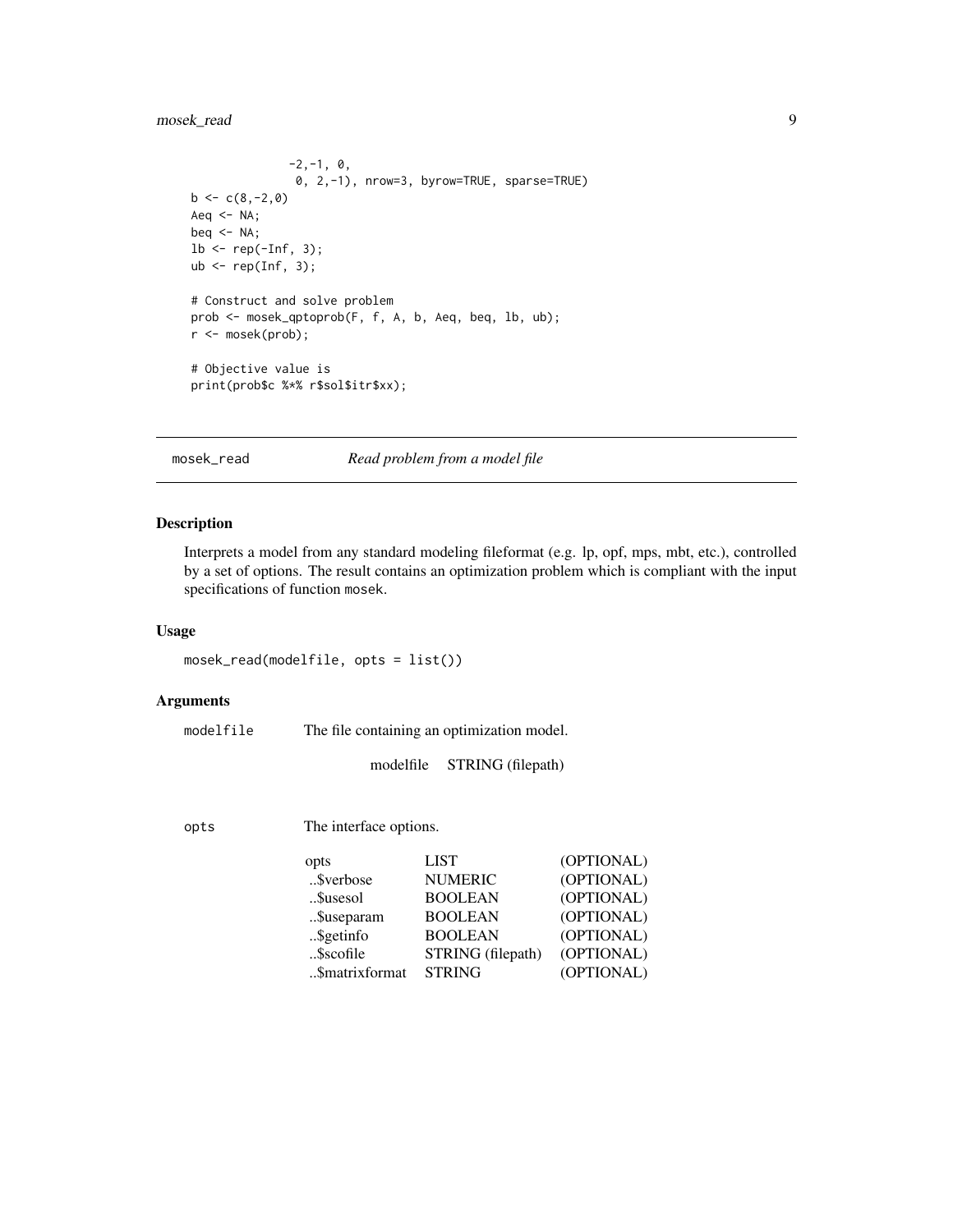```
              -2,-1, 0,
               0, 2,-1), nrow=3, byrow=TRUE, sparse=TRUE)
b <- c(8,-2,0)
Aeq <- NA;
beq <- NA;
lb <- rep(-Inf, 3);
ub <- rep(Inf, 3);

# Construct and solve problem
prob <- mosek_qptoprob(F, f, A, b, Aeq, beq, lb, ub);
r <- mosek(prob);

# Objective value is
print(prob$c %*% r$sol$itr$xx);
```

---

## mosek_read    *Read problem from a model file*

---

### Description

Interprets a model from any standard modeling fileformat (e.g. lp, opf, mps, mbt, etc.), controlled by a set of options. The result contains an optimization problem which is compliant with the input specifications of function `mosek`.

### Usage

```
mosek_read(modelfile, opts = list())
```

### Arguments

`modelfile` The file containing an optimization model.

| | |
|---|---|
| modelfile | STRING (filepath) |

`opts` The interface options.

| | | |
|---|---|---|
| opts | LIST | (OPTIONAL) |
| ..$verbose | NUMERIC | (OPTIONAL) |
| ..$usesol | BOOLEAN | (OPTIONAL) |
| ..$useparam | BOOLEAN | (OPTIONAL) |
| ..$getinfo | BOOLEAN | (OPTIONAL) |
| ..$scofile | STRING (filepath) | (OPTIONAL) |
| ..$matrixformat | STRING | (OPTIONAL) |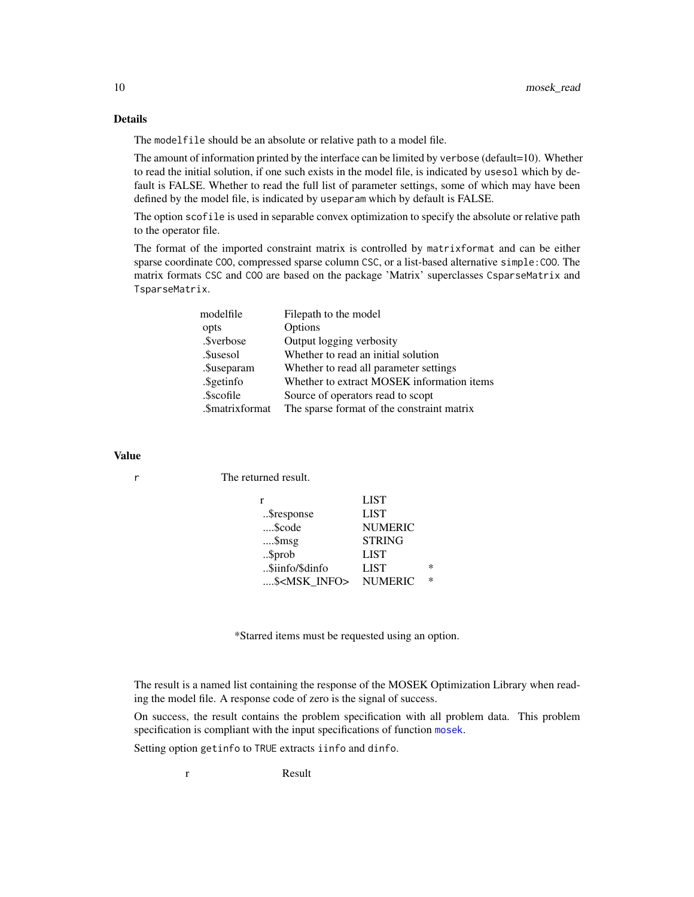## Details

The modelfile should be an absolute or relative path to a model file.

The amount of information printed by the interface can be limited by verbose (default=10). Whether to read the initial solution, if one such exists in the model file, is indicated by usesol which by default is FALSE. Whether to read the full list of parameter settings, some of which may have been defined by the model file, is indicated by useparam which by default is FALSE.

The option scofile is used in separable convex optimization to specify the absolute or relative path to the operator file.

The format of the imported constraint matrix is controlled by matrixformat and can be either sparse coordinate COO, compressed sparse column CSC, or a list-based alternative simple:COO. The matrix formats CSC and COO are based on the package 'Matrix' superclasses CsparseMatrix and TsparseMatrix.

| | |
|---|---|
| modelfile | Filepath to the model |
| opts | Options |
| .$verbose | Output logging verbosity |
| .$usesol | Whether to read an initial solution |
| .$useparam | Whether to read all parameter settings |
| .$getinfo | Whether to extract MOSEK information items |
| .$scofile | Source of operators read to scopt |
| .$matrixformat | The sparse format of the constraint matrix |

## Value

r The returned result.

| | | |
|---|---|---|
| r | LIST | |
| ..$response | LIST | |
| ....$code | NUMERIC | |
| ....$msg | STRING | |
| ..$prob | LIST | |
| ..$iinfo/$dinfo | LIST | * |
| ....$<MSK_INFO> | NUMERIC | * |

*Starred items must be requested using an option.

The result is a named list containing the response of the MOSEK Optimization Library when reading the model file. A response code of zero is the signal of success.

On success, the result contains the problem specification with all problem data. This problem specification is compliant with the input specifications of function mosek.

Setting option getinfo to TRUE extracts iinfo and dinfo.

r Result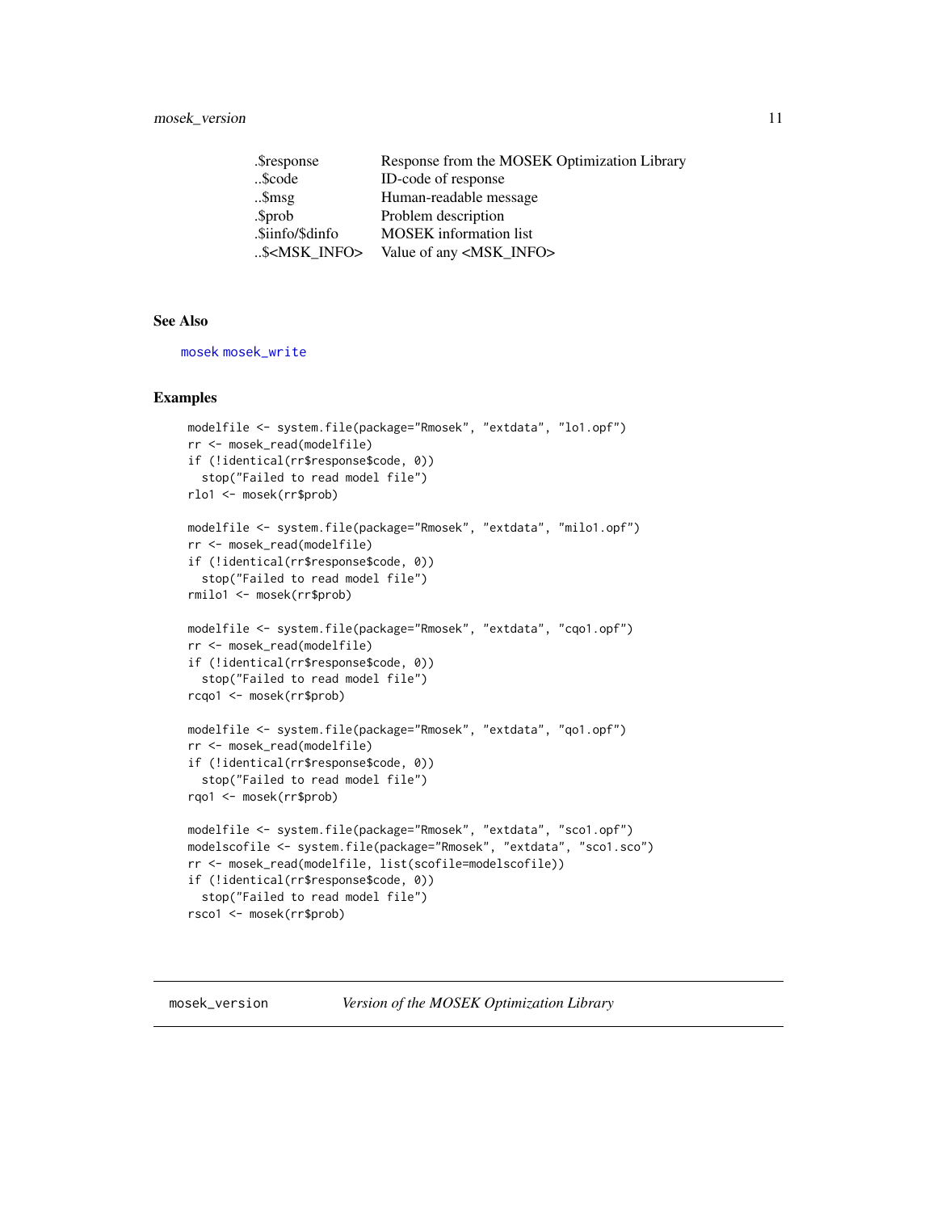| | |
|---|---|
| .$response | Response from the MOSEK Optimization Library |
| ..$code | ID-code of response |
| ..$msg | Human-readable message |
| .$prob | Problem description |
| .$iinfo/$dinfo | MOSEK information list |
| ..$<MSK_INFO> | Value of any <MSK_INFO> |

### See Also

mosek mosek_write

### Examples

```
modelfile <- system.file(package="Rmosek", "extdata", "lo1.opf")
rr <- mosek_read(modelfile)
if (!identical(rr$response$code, 0))
  stop("Failed to read model file")
rlo1 <- mosek(rr$prob)

modelfile <- system.file(package="Rmosek", "extdata", "milo1.opf")
rr <- mosek_read(modelfile)
if (!identical(rr$response$code, 0))
  stop("Failed to read model file")
rmilo1 <- mosek(rr$prob)

modelfile <- system.file(package="Rmosek", "extdata", "cqo1.opf")
rr <- mosek_read(modelfile)
if (!identical(rr$response$code, 0))
  stop("Failed to read model file")
rcqo1 <- mosek(rr$prob)

modelfile <- system.file(package="Rmosek", "extdata", "qo1.opf")
rr <- mosek_read(modelfile)
if (!identical(rr$response$code, 0))
  stop("Failed to read model file")
rqo1 <- mosek(rr$prob)

modelfile <- system.file(package="Rmosek", "extdata", "sco1.opf")
modelscofile <- system.file(package="Rmosek", "extdata", "sco1.sco")
rr <- mosek_read(modelfile, list(scofile=modelscofile))
if (!identical(rr$response$code, 0))
  stop("Failed to read model file")
rsco1 <- mosek(rr$prob)
```

---

## mosek_version    *Version of the MOSEK Optimization Library*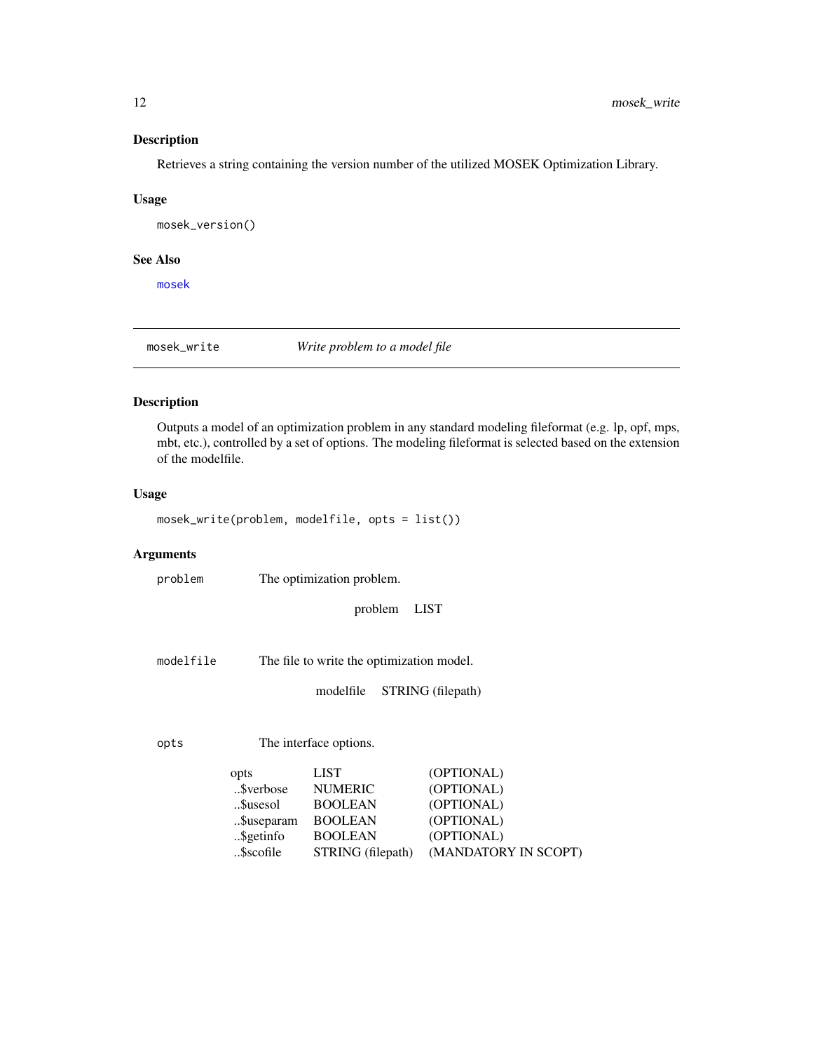### Description

Retrieves a string containing the version number of the utilized MOSEK Optimization Library.

### Usage

```
mosek_version()
```

### See Also

`mosek`

---

## mosek_write — *Write problem to a model file*

### Description

Outputs a model of an optimization problem in any standard modeling fileformat (e.g. lp, opf, mps, mbt, etc.), controlled by a set of options. The modeling fileformat is selected based on the extension of the modelfile.

### Usage

```
mosek_write(problem, modelfile, opts = list())
```

### Arguments

`problem` The optimization problem.

| | |
|---|---|
| problem | LIST |

`modelfile` The file to write the optimization model.

| | |
|---|---|
| modelfile | STRING (filepath) |

`opts` The interface options.

| | | |
|---|---|---|
| opts | LIST | (OPTIONAL) |
| ..$verbose | NUMERIC | (OPTIONAL) |
| ..$usesol | BOOLEAN | (OPTIONAL) |
| ..$useparam | BOOLEAN | (OPTIONAL) |
| ..$getinfo | BOOLEAN | (OPTIONAL) |
| ..$scofile | STRING (filepath) | (MANDATORY IN SCOPT) |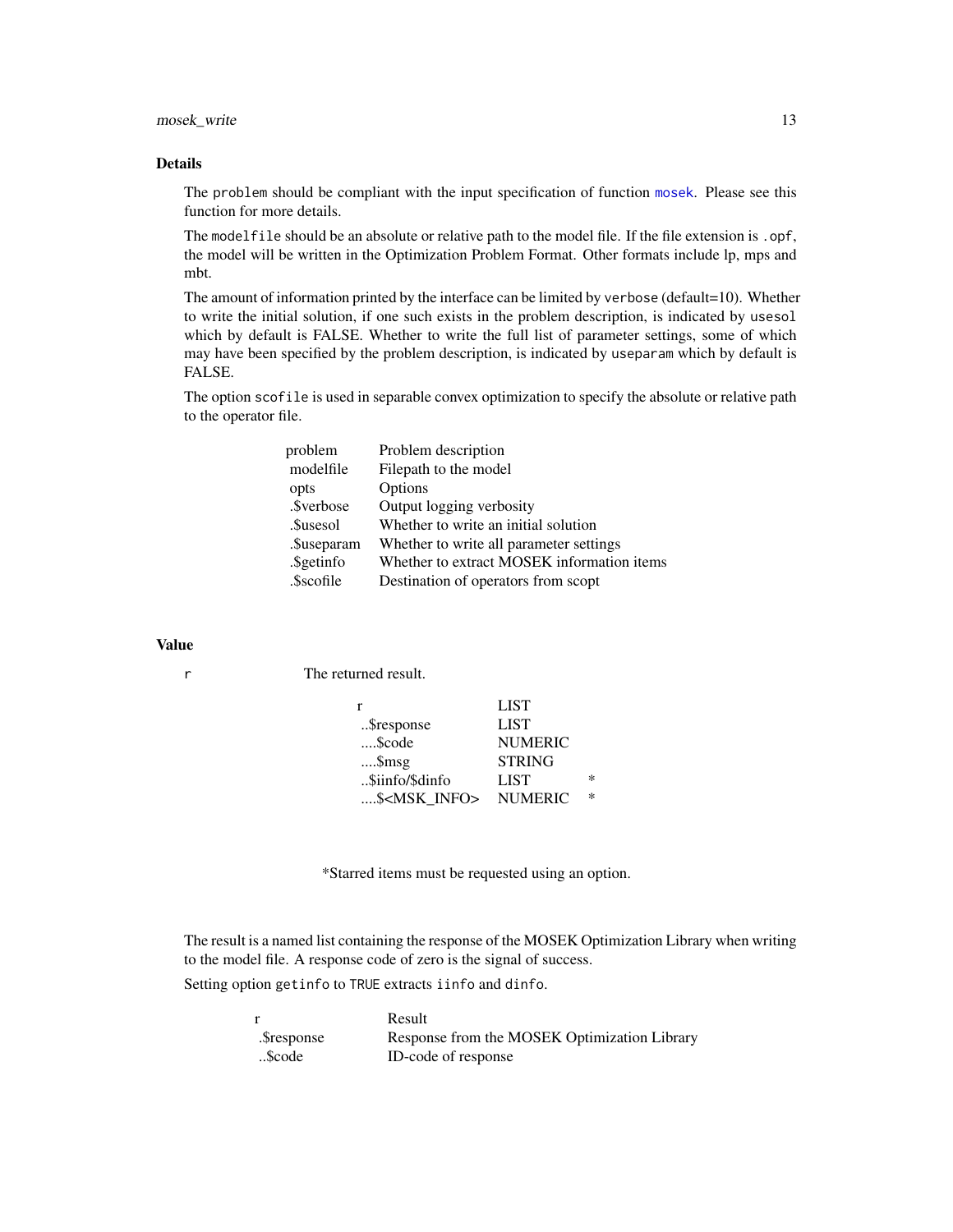### Details

The `problem` should be compliant with the input specification of function mosek. Please see this function for more details.

The `modelfile` should be an absolute or relative path to the model file. If the file extension is `.opf`, the model will be written in the Optimization Problem Format. Other formats include lp, mps and mbt.

The amount of information printed by the interface can be limited by `verbose` (default=10). Whether to write the initial solution, if one such exists in the problem description, is indicated by `usesol` which by default is FALSE. Whether to write the full list of parameter settings, some of which may have been specified by the problem description, is indicated by `useparam` which by default is FALSE.

The option `scofile` is used in separable convex optimization to specify the absolute or relative path to the operator file.

| | |
|---|---|
| problem | Problem description |
| modelfile | Filepath to the model |
| opts | Options |
| .$verbose | Output logging verbosity |
| .$usesol | Whether to write an initial solution |
| .$useparam | Whether to write all parameter settings |
| .$getinfo | Whether to extract MOSEK information items |
| .$scofile | Destination of operators from scopt |

### Value

`r` The returned result.

| | | |
|---|---|---|
| r | LIST | |
| ..$response | LIST | |
| ....$code | NUMERIC | |
| ....$msg | STRING | |
| ..$iinfo/$dinfo | LIST | * |
| ....$<MSK_INFO> | NUMERIC | * |

*Starred items must be requested using an option.

The result is a named list containing the response of the MOSEK Optimization Library when writing to the model file. A response code of zero is the signal of success.

Setting option `getinfo` to `TRUE` extracts `iinfo` and `dinfo`.

| | |
|---|---|
| r | Result |
| .$response | Response from the MOSEK Optimization Library |
| ..$code | ID-code of response |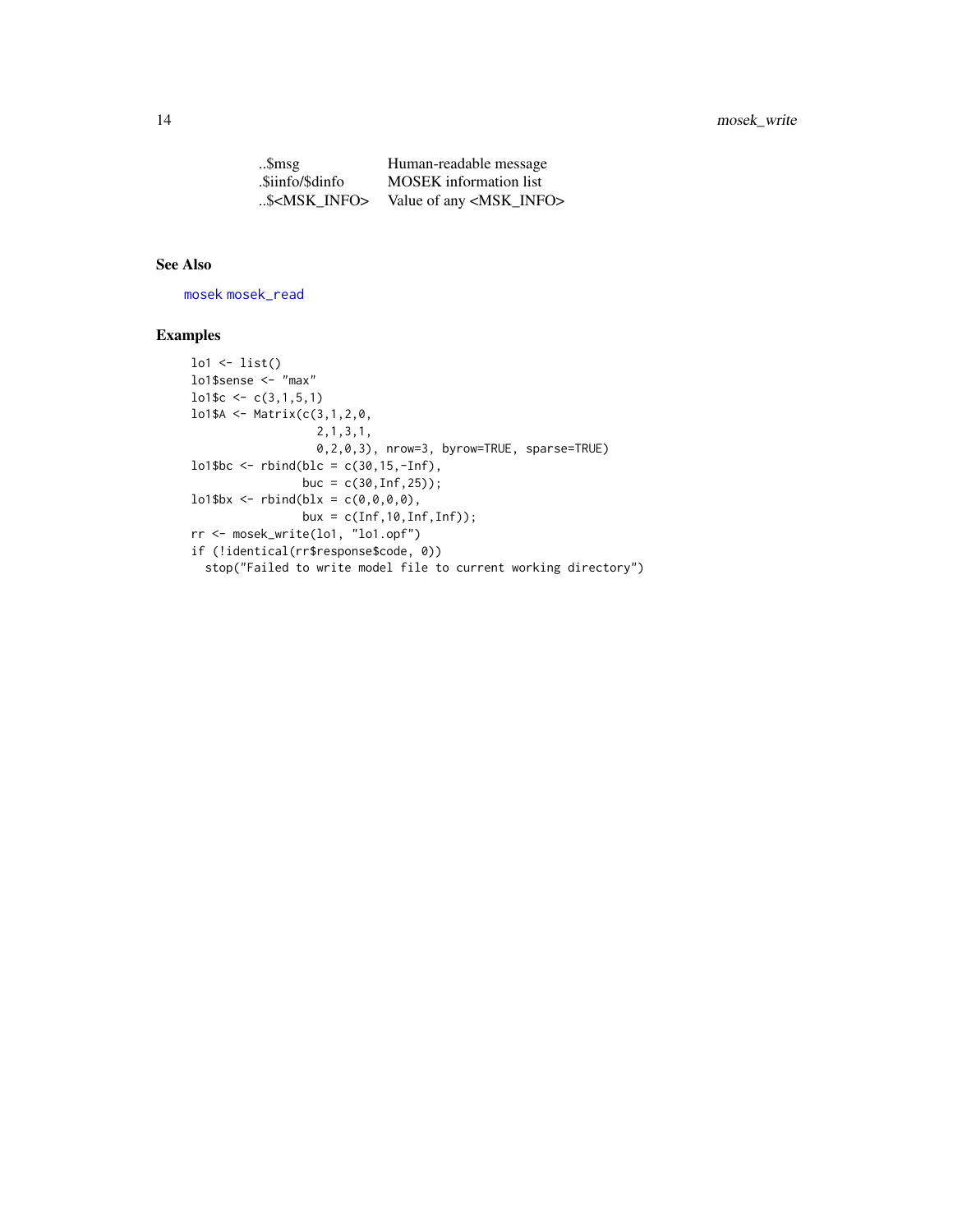| | |
|---|---|
| ..$msg | Human-readable message |
| .$iinfo/$dinfo | MOSEK information list |
| ..$<MSK_INFO> | Value of any <MSK_INFO> |

## See Also

mosek mosek_read

## Examples

```
lo1 <- list()
lo1$sense <- "max"
lo1$c <- c(3,1,5,1)
lo1$A <- Matrix(c(3,1,2,0,
                  2,1,3,1,
                  0,2,0,3), nrow=3, byrow=TRUE, sparse=TRUE)
lo1$bc <- rbind(blc = c(30,15,-Inf),
                buc = c(30,Inf,25));
lo1$bx <- rbind(blx = c(0,0,0,0),
                bux = c(Inf,10,Inf,Inf));
rr <- mosek_write(lo1, "lo1.opf")
if (!identical(rr$response$code, 0))
  stop("Failed to write model file to current working directory")
```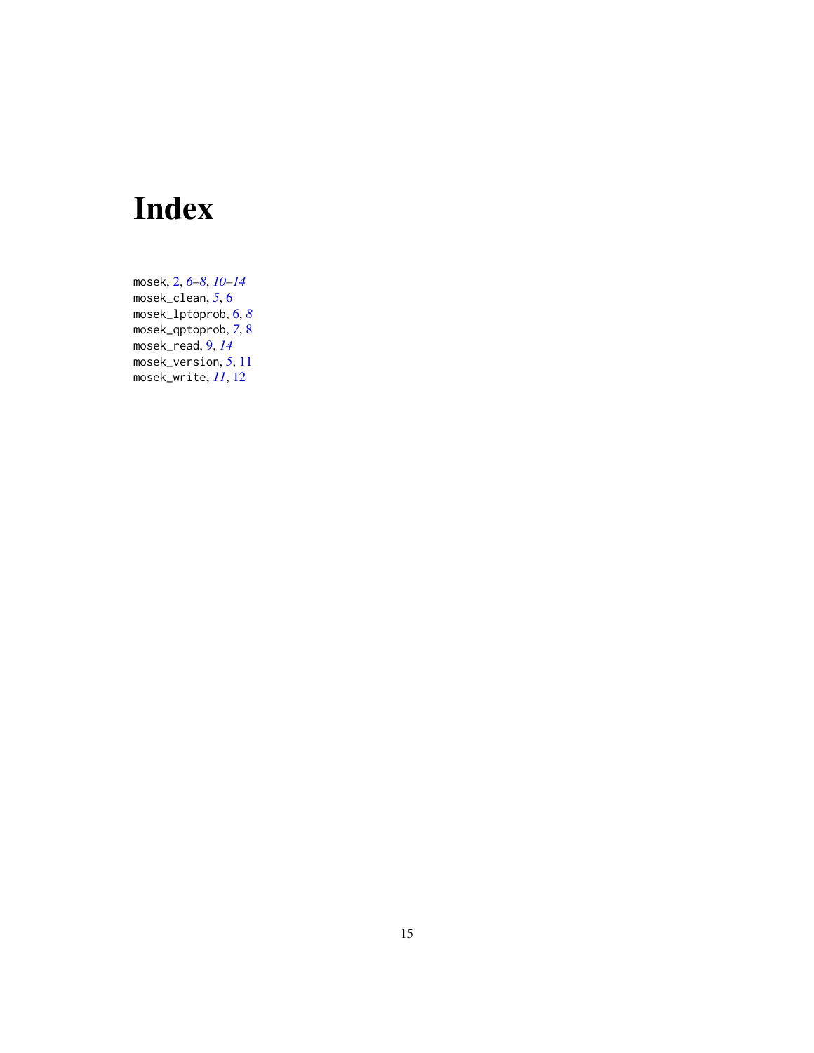# Index

mosek, 2, *6–8*, *10–14*
mosek_clean, *5*, 6
mosek_lptoprob, 6, *8*
mosek_qptoprob, *7*, 8
mosek_read, 9, *14*
mosek_version, *5*, 11
mosek_write, *11*, 12